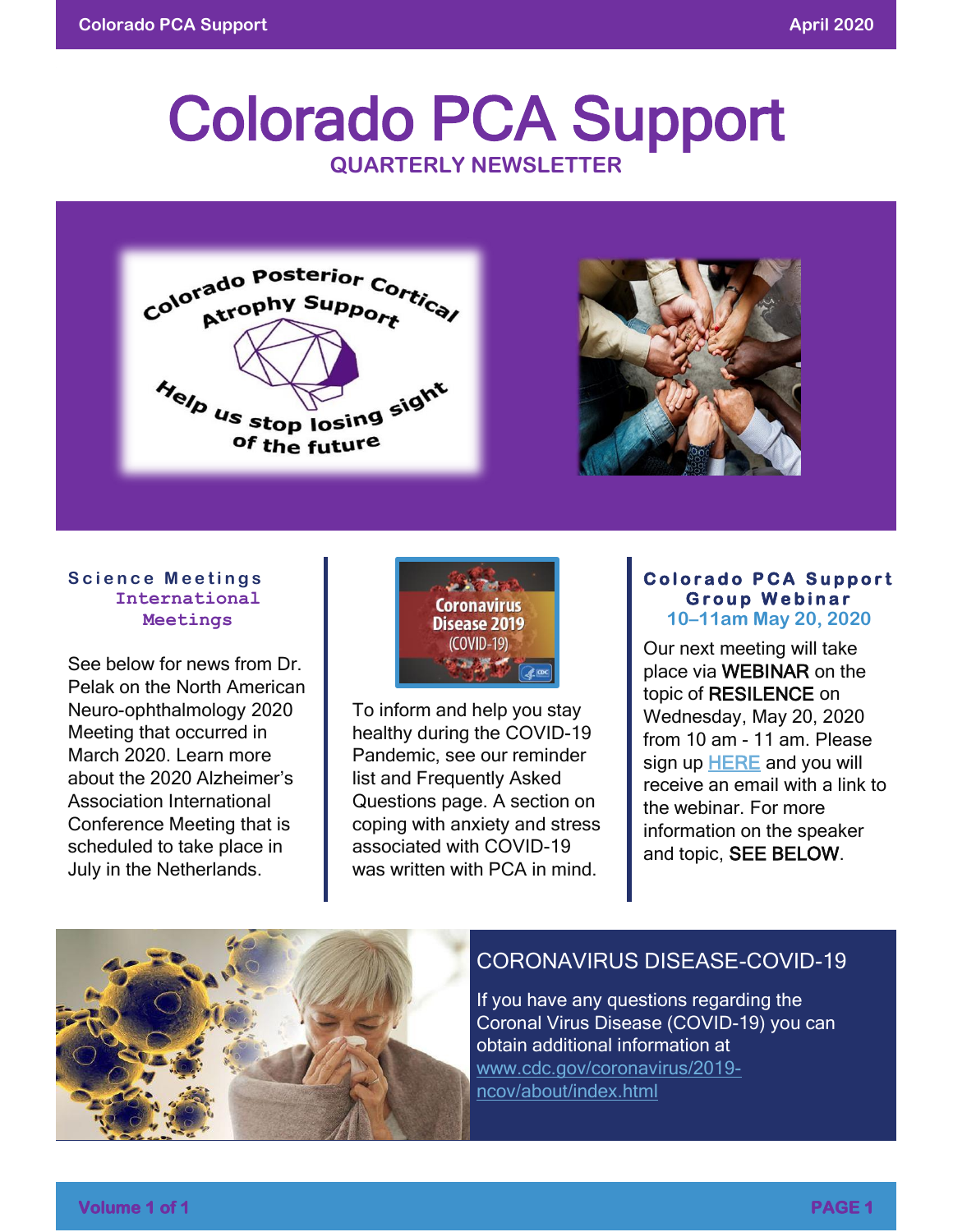# Colorado PCA Support

## QUARTERLY NEWSLETTER

Colorado Posterior Cortical Atrophy Support

Help us stop losing sight of the future

### Science Meetings

#### International Meetings

See below for news from Dr. Pelak on the North American Neuro-ophthalmology 2020 Meeting that occurred in March 2020. Learn more about the 2020 Alzheimer's Association International Conference Meeting that is scheduled to take place in July in the Netherlands.

Coronavirus Disease 2019 (COVID-19)

To inform and help you stay healthy during the COVID-19 Pandemic, see our reminder list and Frequently Asked Questions page. A section on coping with anxiety and stress associated with COVID-19 was written with PCA in mind.

### Colorado PCA Support Group Webinar

#### 10–11am May 20, 2020

Our next meeting will take place via **WEBINAR** on the topic of **RESILENCE** on Wednesday, May 20, 2020 from 10 am - 11 am. Please sign up HERE and you will receive an email with a link to the webinar. For more information on the speaker and topic, **SEE BELOW**.

## CORONAVIRUS DISEASE-COVID-19

If you have any questions regarding the Coronal Virus Disease (COVID-19) you can obtain additional information at www.cdc.gov/coronavirus/2019-ncov/about/index.html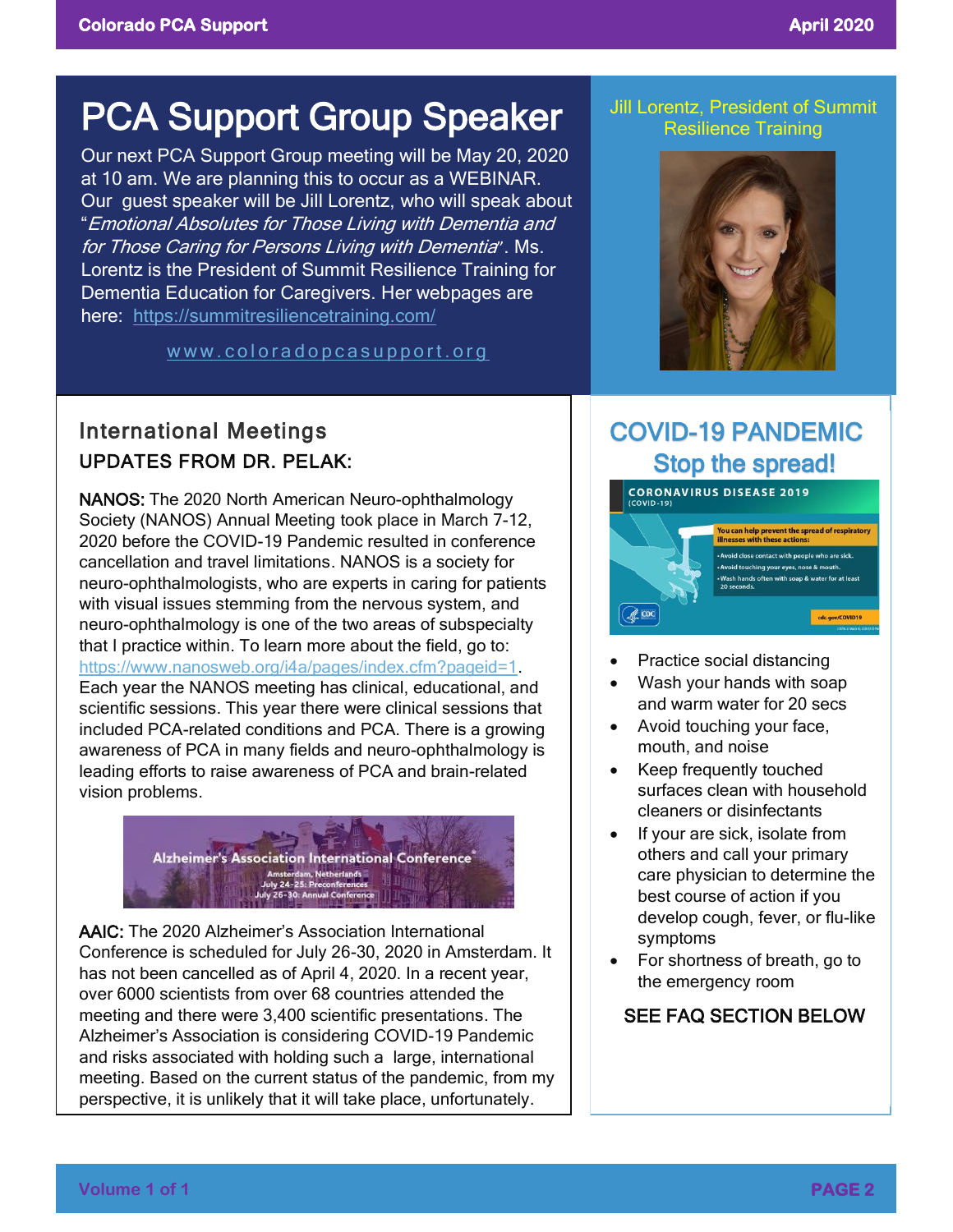# PCA Support Group Speaker

Our next PCA Support Group meeting will be May 20, 2020 at 10 am. We are planning this to occur as a WEBINAR. Our guest speaker will be Jill Lorentz, who will speak about "*Emotional Absolutes for Those Living with Dementia and for Those Caring for Persons Living with Dementia*". Ms. Lorentz is the President of Summit Resilience Training for Dementia Education for Caregivers. Her webpages are here: https://summitresiliencetraining.com/

www.coloradopcasupport.org

Jill Lorentz, President of Summit Resilience Training

## International Meetings

### UPDATES FROM DR. PELAK:

**NANOS:** The 2020 North American Neuro-ophthalmology Society (NANOS) Annual Meeting took place in March 7-12, 2020 before the COVID-19 Pandemic resulted in conference cancellation and travel limitations. NANOS is a society for neuro-ophthalmologists, who are experts in caring for patients with visual issues stemming from the nervous system, and neuro-ophthalmology is one of the two areas of subspecialty that I practice within. To learn more about the field, go to: https://www.nanosweb.org/i4a/pages/index.cfm?pageid=1. Each year the NANOS meeting has clinical, educational, and scientific sessions. This year there were clinical sessions that included PCA-related conditions and PCA. There is a growing awareness of PCA in many fields and neuro-ophthalmology is leading efforts to raise awareness of PCA and brain-related vision problems.

Alzheimer's Association International Conference
Amsterdam, Netherlands
July 24-25: Preconferences
July 26-30: Annual Conference

**AAIC:** The 2020 Alzheimer's Association International Conference is scheduled for July 26-30, 2020 in Amsterdam. It has not been cancelled as of April 4, 2020. In a recent year, over 6000 scientists from over 68 countries attended the meeting and there were 3,400 scientific presentations. The Alzheimer's Association is considering COVID-19 Pandemic and risks associated with holding such a large, international meeting. Based on the current status of the pandemic, from my perspective, it is unlikely that it will take place, unfortunately.

## COVID-19 PANDEMIC Stop the spread!

CORONAVIRUS DISEASE 2019 (COVID-19)

You can help prevent the spread of respiratory illnesses with these actions:

- Avoid close contact with people who are sick.
- Avoid touching your eyes, nose & mouth.
- Wash hands often with soap & water for at least 20 seconds.

cdc.gov/COVID19

- Practice social distancing
- Wash your hands with soap and warm water for 20 secs
- Avoid touching your face, mouth, and noise
- Keep frequently touched surfaces clean with household cleaners or disinfectants
- If your are sick, isolate from others and call your primary care physician to determine the best course of action if you develop cough, fever, or flu-like symptoms
- For shortness of breath, go to the emergency room

SEE FAQ SECTION BELOW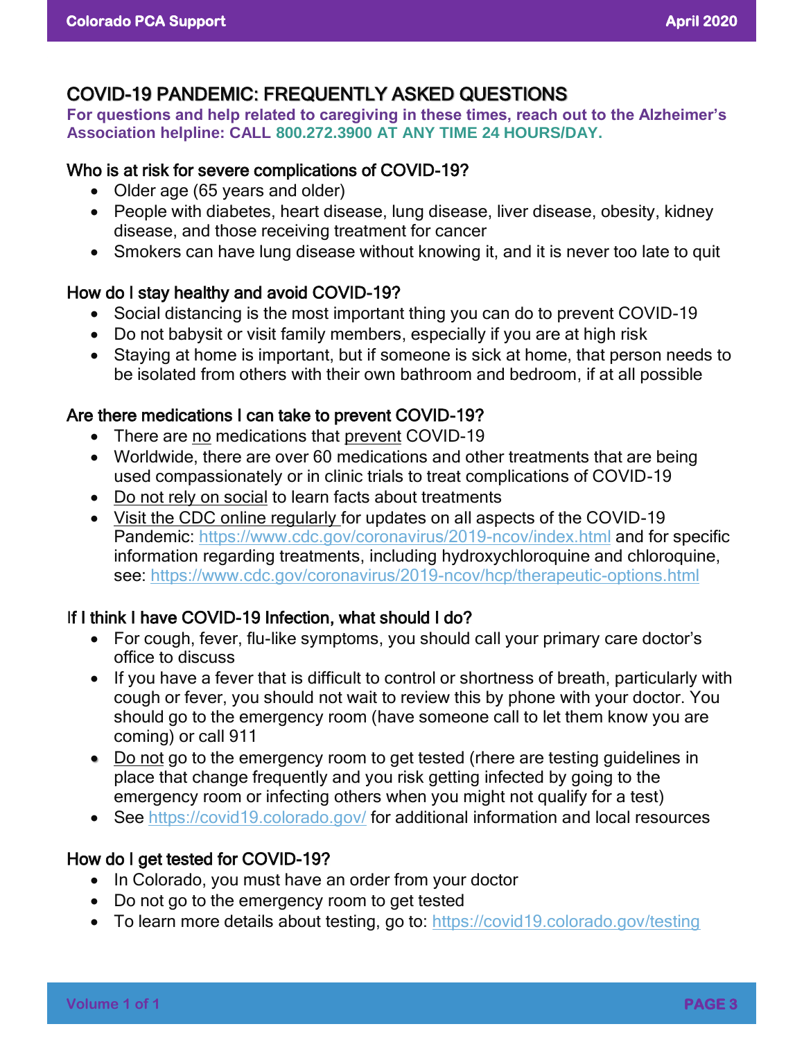# COVID-19 PANDEMIC: FREQUENTLY ASKED QUESTIONS

**For questions and help related to caregiving in these times, reach out to the Alzheimer's Association helpline: CALL 800.272.3900 AT ANY TIME 24 HOURS/DAY.**

## Who is at risk for severe complications of COVID-19?

- Older age (65 years and older)
- People with diabetes, heart disease, lung disease, liver disease, obesity, kidney disease, and those receiving treatment for cancer
- Smokers can have lung disease without knowing it, and it is never too late to quit

## How do I stay healthy and avoid COVID-19?

- Social distancing is the most important thing you can do to prevent COVID-19
- Do not babysit or visit family members, especially if you are at high risk
- Staying at home is important, but if someone is sick at home, that person needs to be isolated from others with their own bathroom and bedroom, if at all possible

## Are there medications I can take to prevent COVID-19?

- There are no medications that prevent COVID-19
- Worldwide, there are over 60 medications and other treatments that are being used compassionately or in clinic trials to treat complications of COVID-19
- Do not rely on social to learn facts about treatments
- Visit the CDC online regularly for updates on all aspects of the COVID-19 Pandemic: https://www.cdc.gov/coronavirus/2019-ncov/index.html and for specific information regarding treatments, including hydroxychloroquine and chloroquine, see: https://www.cdc.gov/coronavirus/2019-ncov/hcp/therapeutic-options.html

## If I think I have COVID-19 Infection, what should I do?

- For cough, fever, flu-like symptoms, you should call your primary care doctor's office to discuss
- If you have a fever that is difficult to control or shortness of breath, particularly with cough or fever, you should not wait to review this by phone with your doctor. You should go to the emergency room (have someone call to let them know you are coming) or call 911
- Do not go to the emergency room to get tested (rhere are testing guidelines in place that change frequently and you risk getting infected by going to the emergency room or infecting others when you might not qualify for a test)
- See https://covid19.colorado.gov/ for additional information and local resources

## How do I get tested for COVID-19?

- In Colorado, you must have an order from your doctor
- Do not go to the emergency room to get tested
- To learn more details about testing, go to: https://covid19.colorado.gov/testing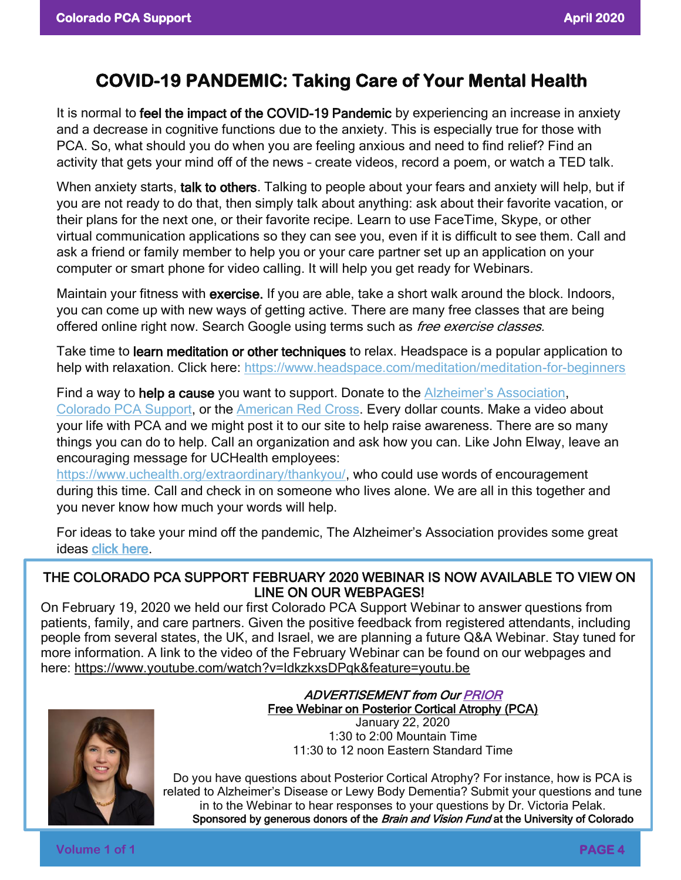# COVID-19 PANDEMIC: Taking Care of Your Mental Health

It is normal to **feel the impact of the COVID-19 Pandemic** by experiencing an increase in anxiety and a decrease in cognitive functions due to the anxiety. This is especially true for those with PCA. So, what should you do when you are feeling anxious and need to find relief? Find an activity that gets your mind off of the news – create videos, record a poem, or watch a TED talk.

When anxiety starts, **talk to others**. Talking to people about your fears and anxiety will help, but if you are not ready to do that, then simply talk about anything: ask about their favorite vacation, or their plans for the next one, or their favorite recipe. Learn to use FaceTime, Skype, or other virtual communication applications so they can see you, even if it is difficult to see them. Call and ask a friend or family member to help you or your care partner set up an application on your computer or smart phone for video calling. It will help you get ready for Webinars.

Maintain your fitness with **exercise.** If you are able, take a short walk around the block. Indoors, you can come up with new ways of getting active. There are many free classes that are being offered online right now. Search Google using terms such as *free exercise classes*.

Take time to **learn meditation or other techniques** to relax. Headspace is a popular application to help with relaxation. Click here: https://www.headspace.com/meditation/meditation-for-beginners

Find a way to **help a cause** you want to support. Donate to the Alzheimer's Association, Colorado PCA Support, or the American Red Cross. Every dollar counts. Make a video about your life with PCA and we might post it to our site to help raise awareness. There are so many things you can do to help. Call an organization and ask how you can. Like John Elway, leave an encouraging message for UCHealth employees: https://www.uchealth.org/extraordinary/thankyou/, who could use words of encouragement during this time. Call and check in on someone who lives alone. We are all in this together and you never know how much your words will help.

For ideas to take your mind off the pandemic, The Alzheimer's Association provides some great ideas click here.

## THE COLORADO PCA SUPPORT FEBRUARY 2020 WEBINAR IS NOW AVAILABLE TO VIEW ON LINE ON OUR WEBPAGES!

On February 19, 2020 we held our first Colorado PCA Support Webinar to answer questions from patients, family, and care partners. Given the positive feedback from registered attendants, including people from several states, the UK, and Israel, we are planning a future Q&A Webinar. Stay tuned for more information. A link to the video of the February Webinar can be found on our webpages and here: https://www.youtube.com/watch?v=ldkzkxsDPqk&feature=youtu.be

*ADVERTISEMENT from Our PRIOR*

**Free Webinar on Posterior Cortical Atrophy (PCA)**

January 22, 2020
1:30 to 2:00 Mountain Time
11:30 to 12 noon Eastern Standard Time

Do you have questions about Posterior Cortical Atrophy? For instance, how is PCA is related to Alzheimer's Disease or Lewy Body Dementia? Submit your questions and tune in to the Webinar to hear responses to your questions by Dr. Victoria Pelak.

**Sponsored by generous donors of the *Brain and Vision Fund* at the University of Colorado**